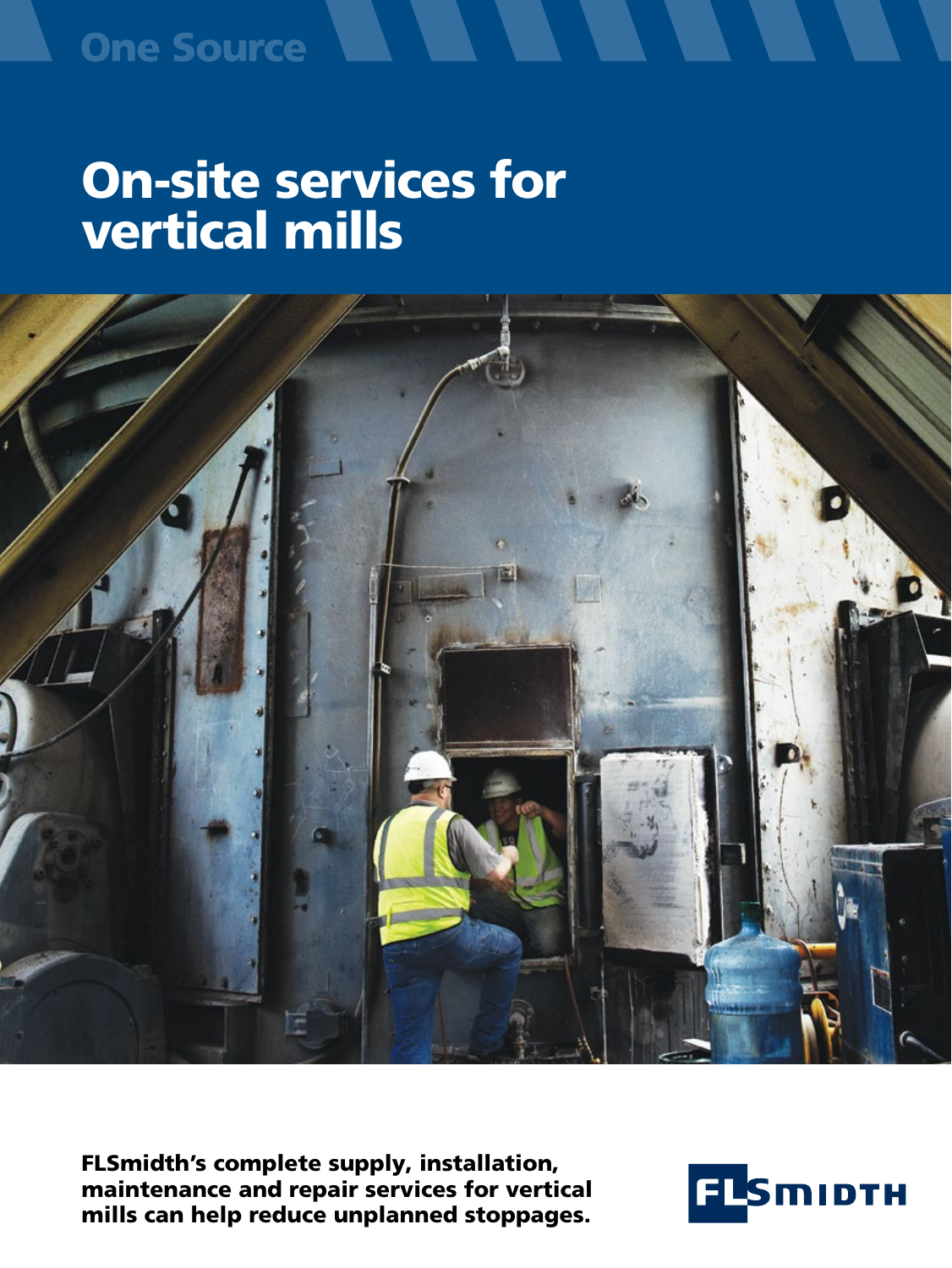One Source

# On-site services for vertical mills

**FLSmidth's complete supply, installation, maintenance and repair services for vertical mills can help reduce unplanned stoppages.**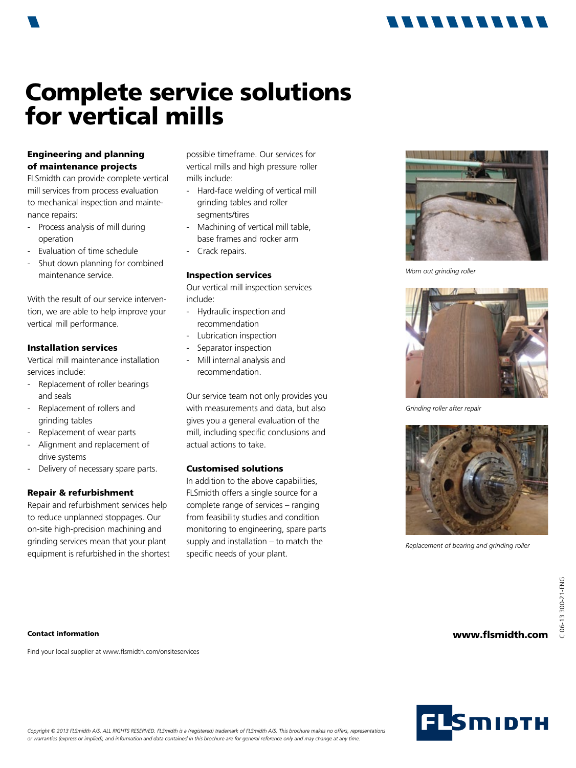# Complete service solutions for vertical mills

### Engineering and planning of maintenance projects

FLSmidth can provide complete vertical mill services from process evaluation to mechanical inspection and maintenance repairs:

- Process analysis of mill during operation
- Evaluation of time schedule
- Shut down planning for combined maintenance service.

With the result of our service intervention, we are able to help improve your vertical mill performance.

### Installation services

Vertical mill maintenance installation services include:

- Replacement of roller bearings and seals
- Replacement of rollers and grinding tables
- Replacement of wear parts
- Alignment and replacement of drive systems
- Delivery of necessary spare parts.

### Repair & refurbishment

Repair and refurbishment services help to reduce unplanned stoppages. Our on-site high-precision machining and grinding services mean that your plant equipment is refurbished in the shortest possible timeframe. Our services for vertical mills and high pressure roller mills include:

- Hard-face welding of vertical mill grinding tables and roller segments/tires
- Machining of vertical mill table, base frames and rocker arm
- Crack repairs.

### Inspection services

Our vertical mill inspection services include:

- Hydraulic inspection and recommendation
- Lubrication inspection
- Separator inspection
- Mill internal analysis and recommendation.

Our service team not only provides you with measurements and data, but also gives you a general evaluation of the mill, including specific conclusions and actual actions to take.

### Customised solutions

In addition to the above capabilities, FLSmidth offers a single source for a complete range of services – ranging from feasibility studies and condition monitoring to engineering, spare parts supply and installation – to match the specific needs of your plant.

*Worn out grinding roller*

*Grinding roller after repair*

*Replacement of bearing and grinding roller*

**Contact information**

Find your local supplier at www.flsmidth.com/onsiteservices

**www.flsmidth.com**

C 06-13 300-21-ENG

*Copyright © 2013 FLSmidth A/S. ALL RIGHTS RESERVED. FLSmidth is a (registered) trademark of FLSmidth A/S. This brochure makes no offers, representations or warranties (express or implied), and information and data contained in this brochure are for general reference only and may change at any time.*